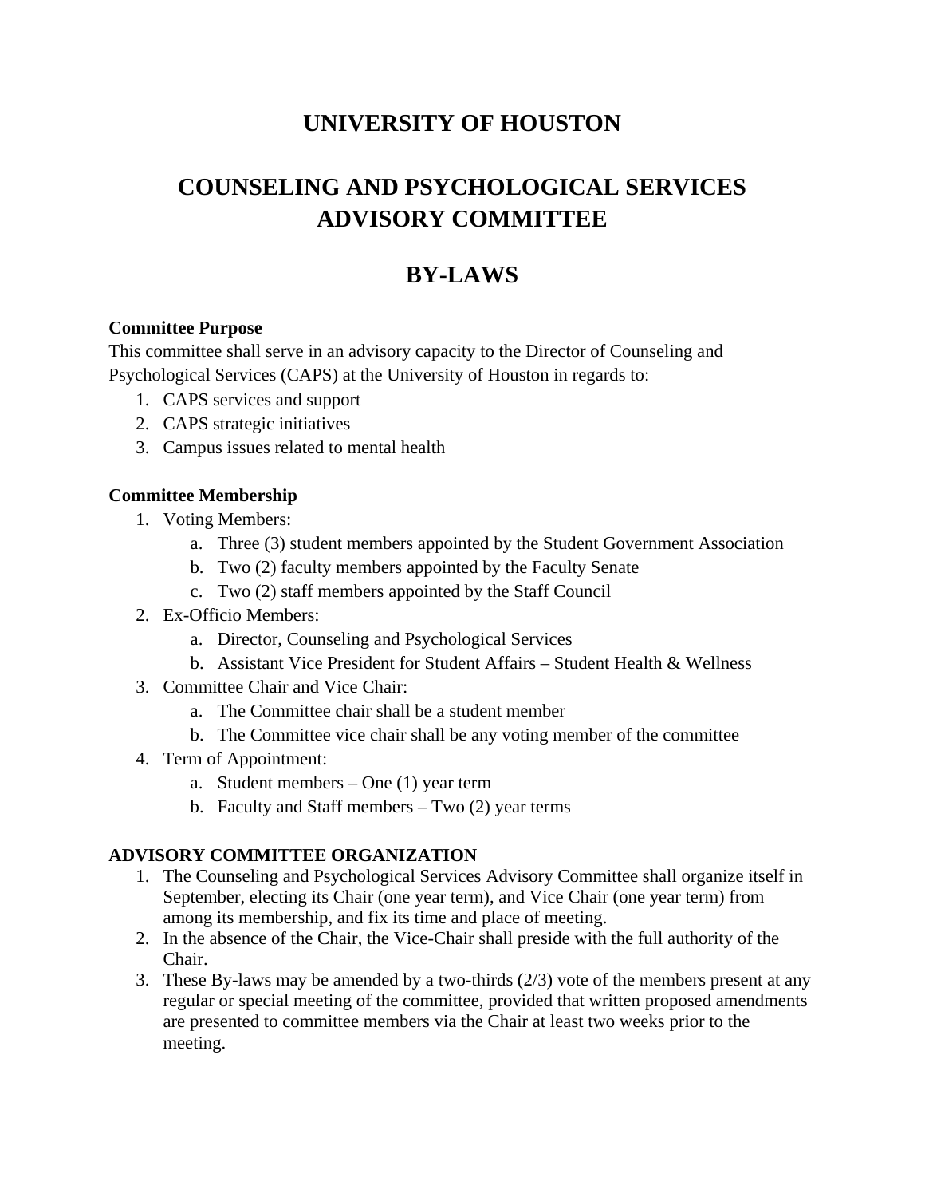# UNIVERSITY OF HOUSTON

# COUNSELING AND PSYCHOLOGICAL SERVICES ADVISORY COMMITTEE

# BY-LAWS

**Committee Purpose**

This committee shall serve in an advisory capacity to the Director of Counseling and Psychological Services (CAPS) at the University of Houston in regards to:

1. CAPS services and support
2. CAPS strategic initiatives
3. Campus issues related to mental health

**Committee Membership**

1. Voting Members:
   a. Three (3) student members appointed by the Student Government Association
   b. Two (2) faculty members appointed by the Faculty Senate
   c. Two (2) staff members appointed by the Staff Council
2. Ex-Officio Members:
   a. Director, Counseling and Psychological Services
   b. Assistant Vice President for Student Affairs – Student Health & Wellness
3. Committee Chair and Vice Chair:
   a. The Committee chair shall be a student member
   b. The Committee vice chair shall be any voting member of the committee
4. Term of Appointment:
   a. Student members – One (1) year term
   b. Faculty and Staff members – Two (2) year terms

**ADVISORY COMMITTEE ORGANIZATION**

1. The Counseling and Psychological Services Advisory Committee shall organize itself in September, electing its Chair (one year term), and Vice Chair (one year term) from among its membership, and fix its time and place of meeting.
2. In the absence of the Chair, the Vice-Chair shall preside with the full authority of the Chair.
3. These By-laws may be amended by a two-thirds (2/3) vote of the members present at any regular or special meeting of the committee, provided that written proposed amendments are presented to committee members via the Chair at least two weeks prior to the meeting.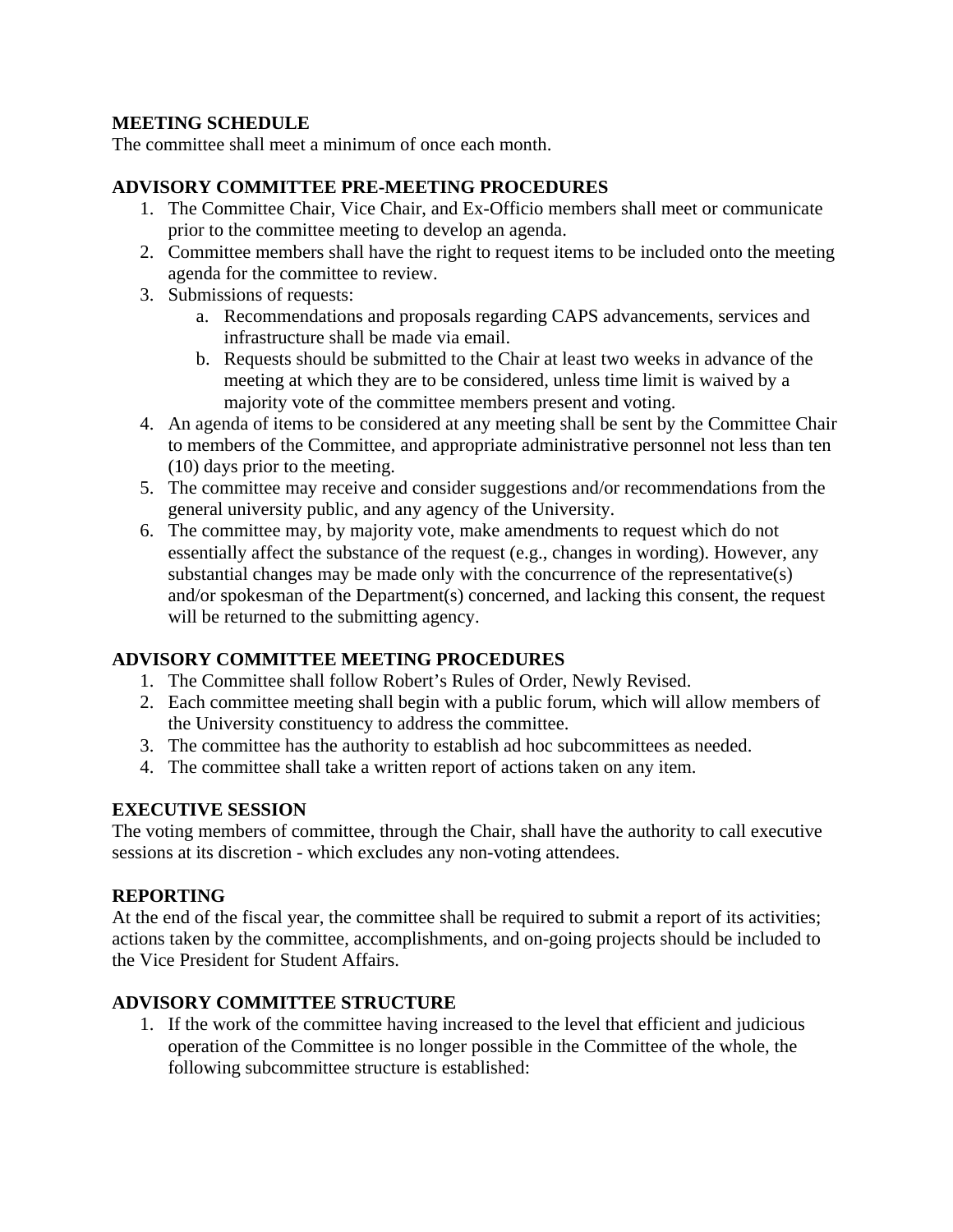**MEETING SCHEDULE**

The committee shall meet a minimum of once each month.

**ADVISORY COMMITTEE PRE-MEETING PROCEDURES**

1. The Committee Chair, Vice Chair, and Ex-Officio members shall meet or communicate prior to the committee meeting to develop an agenda.
2. Committee members shall have the right to request items to be included onto the meeting agenda for the committee to review.
3. Submissions of requests:
   a. Recommendations and proposals regarding CAPS advancements, services and infrastructure shall be made via email.
   b. Requests should be submitted to the Chair at least two weeks in advance of the meeting at which they are to be considered, unless time limit is waived by a majority vote of the committee members present and voting.
4. An agenda of items to be considered at any meeting shall be sent by the Committee Chair to members of the Committee, and appropriate administrative personnel not less than ten (10) days prior to the meeting.
5. The committee may receive and consider suggestions and/or recommendations from the general university public, and any agency of the University.
6. The committee may, by majority vote, make amendments to request which do not essentially affect the substance of the request (e.g., changes in wording). However, any substantial changes may be made only with the concurrence of the representative(s) and/or spokesman of the Department(s) concerned, and lacking this consent, the request will be returned to the submitting agency.

**ADVISORY COMMITTEE MEETING PROCEDURES**

1. The Committee shall follow Robert's Rules of Order, Newly Revised.
2. Each committee meeting shall begin with a public forum, which will allow members of the University constituency to address the committee.
3. The committee has the authority to establish ad hoc subcommittees as needed.
4. The committee shall take a written report of actions taken on any item.

**EXECUTIVE SESSION**

The voting members of committee, through the Chair, shall have the authority to call executive sessions at its discretion - which excludes any non-voting attendees.

**REPORTING**

At the end of the fiscal year, the committee shall be required to submit a report of its activities; actions taken by the committee, accomplishments, and on-going projects should be included to the Vice President for Student Affairs.

**ADVISORY COMMITTEE STRUCTURE**

1. If the work of the committee having increased to the level that efficient and judicious operation of the Committee is no longer possible in the Committee of the whole, the following subcommittee structure is established: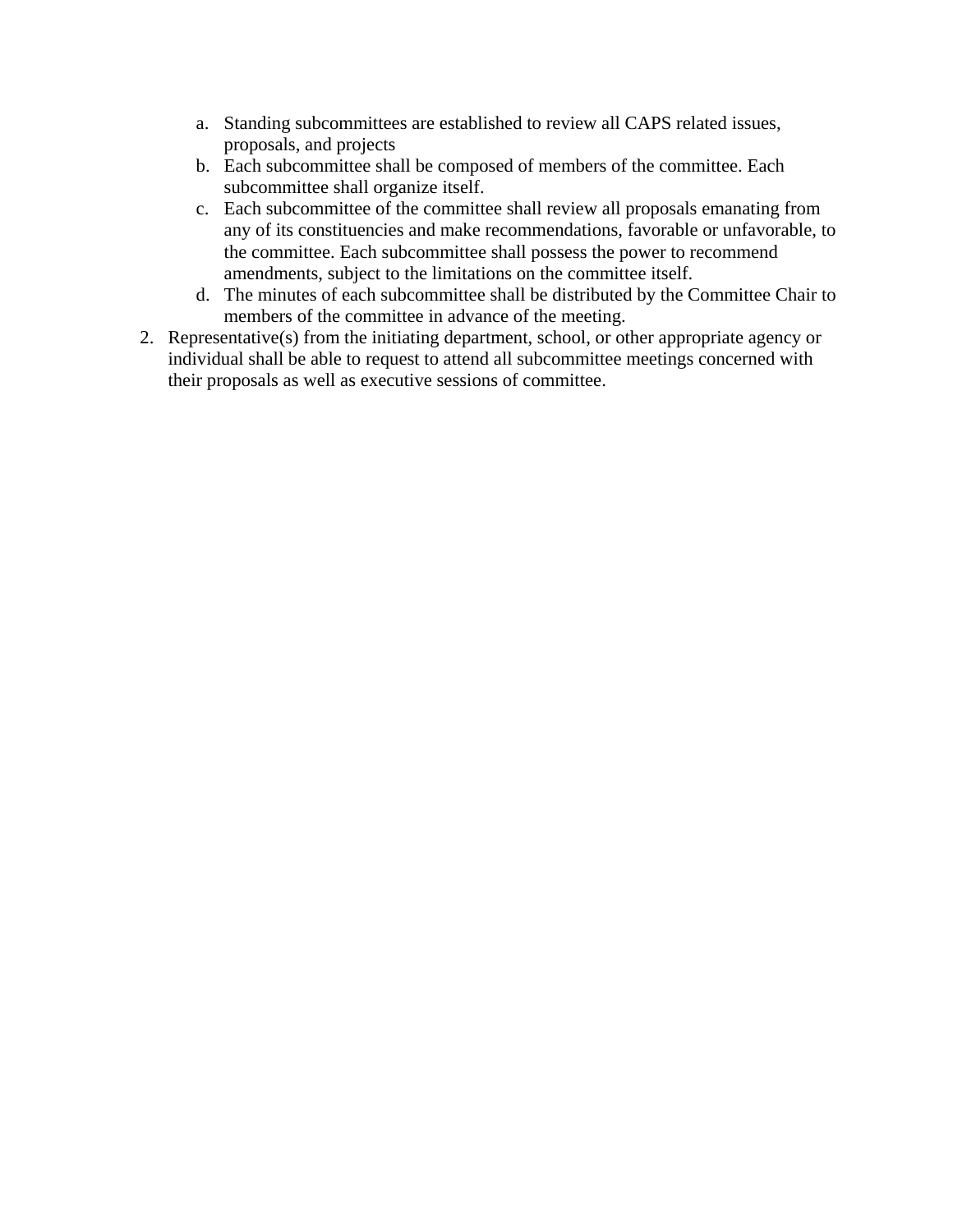a. Standing subcommittees are established to review all CAPS related issues, proposals, and projects
   b. Each subcommittee shall be composed of members of the committee. Each subcommittee shall organize itself.
   c. Each subcommittee of the committee shall review all proposals emanating from any of its constituencies and make recommendations, favorable or unfavorable, to the committee. Each subcommittee shall possess the power to recommend amendments, subject to the limitations on the committee itself.
   d. The minutes of each subcommittee shall be distributed by the Committee Chair to members of the committee in advance of the meeting.

2. Representative(s) from the initiating department, school, or other appropriate agency or individual shall be able to request to attend all subcommittee meetings concerned with their proposals as well as executive sessions of committee.